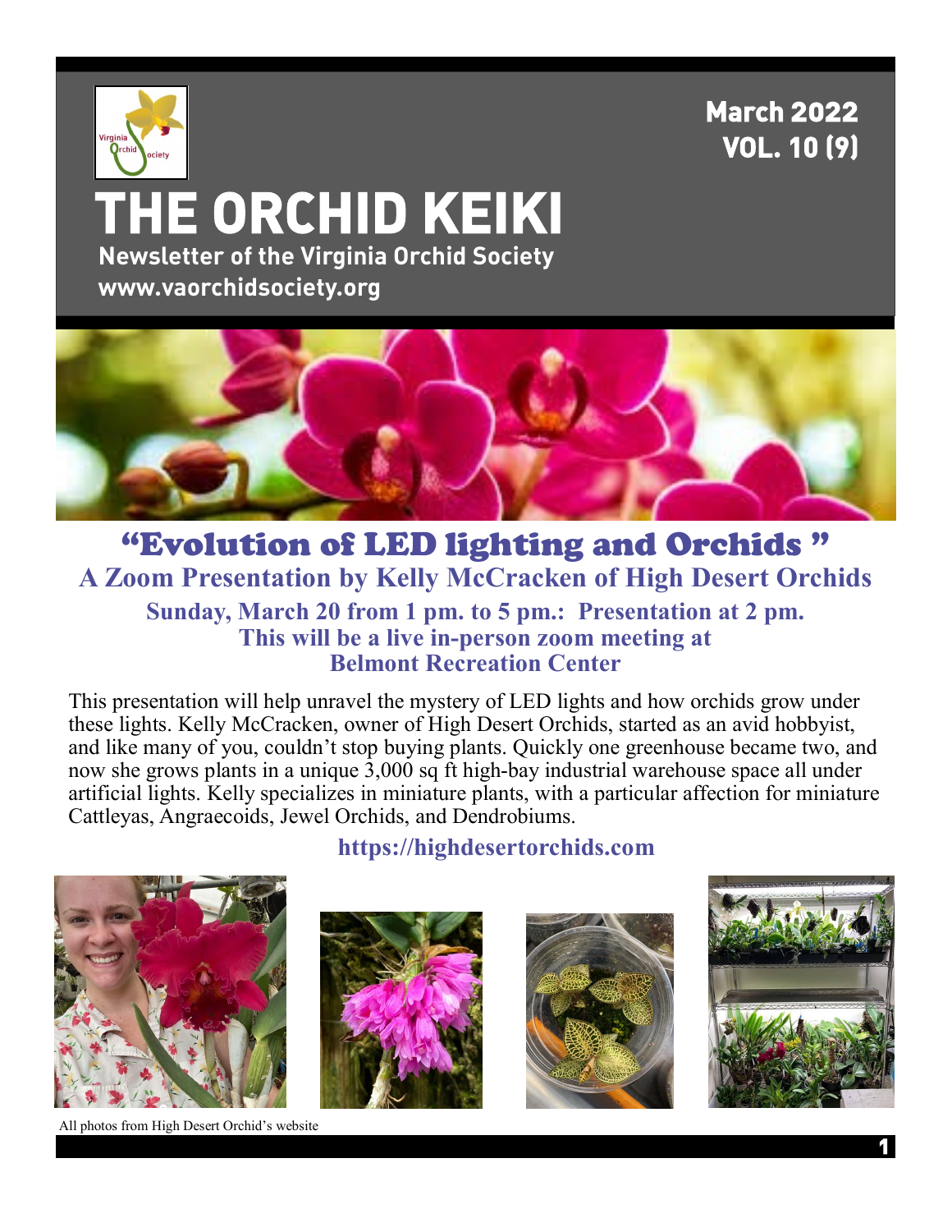March 2022
VOL. 10 (9)

# THE ORCHID KEIKI

**Newsletter of the Virginia Orchid Society**

**www.vaorchidsociety.org**

## "Evolution of LED lighting and Orchids "

### A Zoom Presentation by Kelly McCracken of High Desert Orchids

**Sunday, March 20 from 1 pm. to 5 pm.: Presentation at 2 pm.**
**This will be a live in-person zoom meeting at**
**Belmont Recreation Center**

This presentation will help unravel the mystery of LED lights and how orchids grow under these lights. Kelly McCracken, owner of High Desert Orchids, started as an avid hobbyist, and like many of you, couldn't stop buying plants. Quickly one greenhouse became two, and now she grows plants in a unique 3,000 sq ft high-bay industrial warehouse space all under artificial lights. Kelly specializes in miniature plants, with a particular affection for miniature Cattleyas, Angraecoids, Jewel Orchids, and Dendrobiums.

**https://highdesertorchids.com**

All photos from High Desert Orchid's website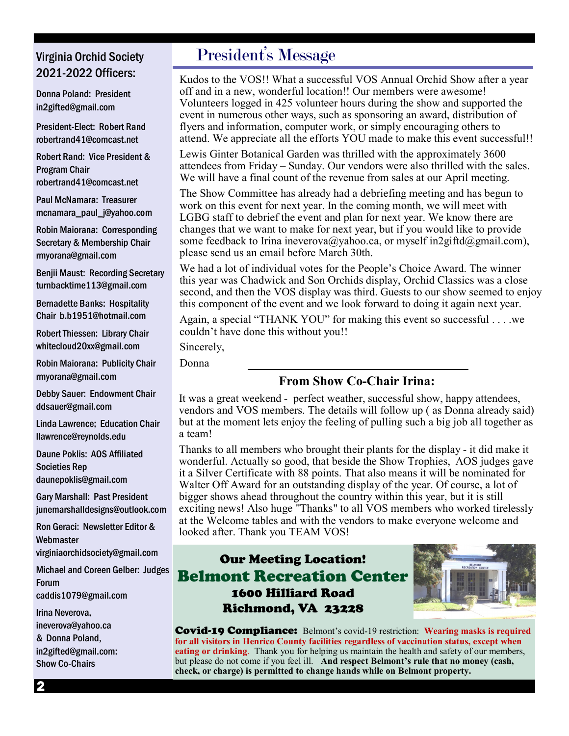## Virginia Orchid Society 2021-2022 Officers:

Donna Poland: President
in2gifted@gmail.com

President-Elect: Robert Rand
robertrand41@comcast.net

Robert Rand: Vice President & Program Chair
robertrand41@comcast.net

Paul McNamara: Treasurer
mcnamara_paul_j@yahoo.com

Robin Maiorana: Corresponding Secretary & Membership Chair
rmyorana@gmail.com

Benjii Maust: Recording Secretary
turnbacktime113@gmail.com

Bernadette Banks: Hospitality Chair b.b1951@hotmail.com

Robert Thiessen: Library Chair
whitecloud20xx@gmail.com

Robin Maiorana: Publicity Chair
rmyorana@gmail.com

Debby Sauer: Endowment Chair
ddsauer@gmail.com

Linda Lawrence; Education Chair
llawrence@reynolds.edu

Daune Poklis: AOS Affiliated Societies Rep
daunepoklis@gmail.com

Gary Marshall: Past President
junemarshalldesigns@outlook.com

Ron Geraci: Newsletter Editor & Webmaster
virginiaorchidsociety@gmail.com

Michael and Coreen Gelber: Judges Forum
caddis1079@gmail.com

Irina Neverova,
ineverova@yahoo.ca
& Donna Poland,
in2gifted@gmail.com:
Show Co-Chairs

# President's Message

Kudos to the VOS!! What a successful VOS Annual Orchid Show after a year off and in a new, wonderful location!! Our members were awesome! Volunteers logged in 425 volunteer hours during the show and supported the event in numerous other ways, such as sponsoring an award, distribution of flyers and information, computer work, or simply encouraging others to attend. We appreciate all the efforts YOU made to make this event successful!!

Lewis Ginter Botanical Garden was thrilled with the approximately 3600 attendees from Friday – Sunday. Our vendors were also thrilled with the sales. We will have a final count of the revenue from sales at our April meeting.

The Show Committee has already had a debriefing meeting and has begun to work on this event for next year. In the coming month, we will meet with LGBG staff to debrief the event and plan for next year. We know there are changes that we want to make for next year, but if you would like to provide some feedback to Irina ineverova@yahoo.ca, or myself in2giftd@gmail.com), please send us an email before March 30th.

We had a lot of individual votes for the People's Choice Award. The winner this year was Chadwick and Son Orchids display, Orchid Classics was a close second, and then the VOS display was third. Guests to our show seemed to enjoy this component of the event and we look forward to doing it again next year.

Again, a special "THANK YOU" for making this event so successful . . . .we couldn't have done this without you!!

Sincerely,

Donna

### From Show Co-Chair Irina:

It was a great weekend - perfect weather, successful show, happy attendees, vendors and VOS members. The details will follow up ( as Donna already said) but at the moment lets enjoy the feeling of pulling such a big job all together as a team!

Thanks to all members who brought their plants for the display - it did make it wonderful. Actually so good, that beside the Show Trophies, AOS judges gave it a Silver Certificate with 88 points. That also means it will be nominated for Walter Off Award for an outstanding display of the year. Of course, a lot of bigger shows ahead throughout the country within this year, but it is still exciting news! Also huge "Thanks" to all VOS members who worked tirelessly at the Welcome tables and with the vendors to make everyone welcome and looked after. Thank you TEAM VOS!

### Our Meeting Location!

**Belmont Recreation Center**
**1600 Hilliard Road**
**Richmond, VA 23228**

**Covid-19 Compliance:** Belmont's covid-19 restriction: **Wearing masks is required for all visitors in Henrico County facilities regardless of vaccination status, except when eating or drinking**. Thank you for helping us maintain the health and safety of our members, but please do not come if you feel ill. **And respect Belmont's rule that no money (cash, check, or charge) is permitted to change hands while on Belmont property.**